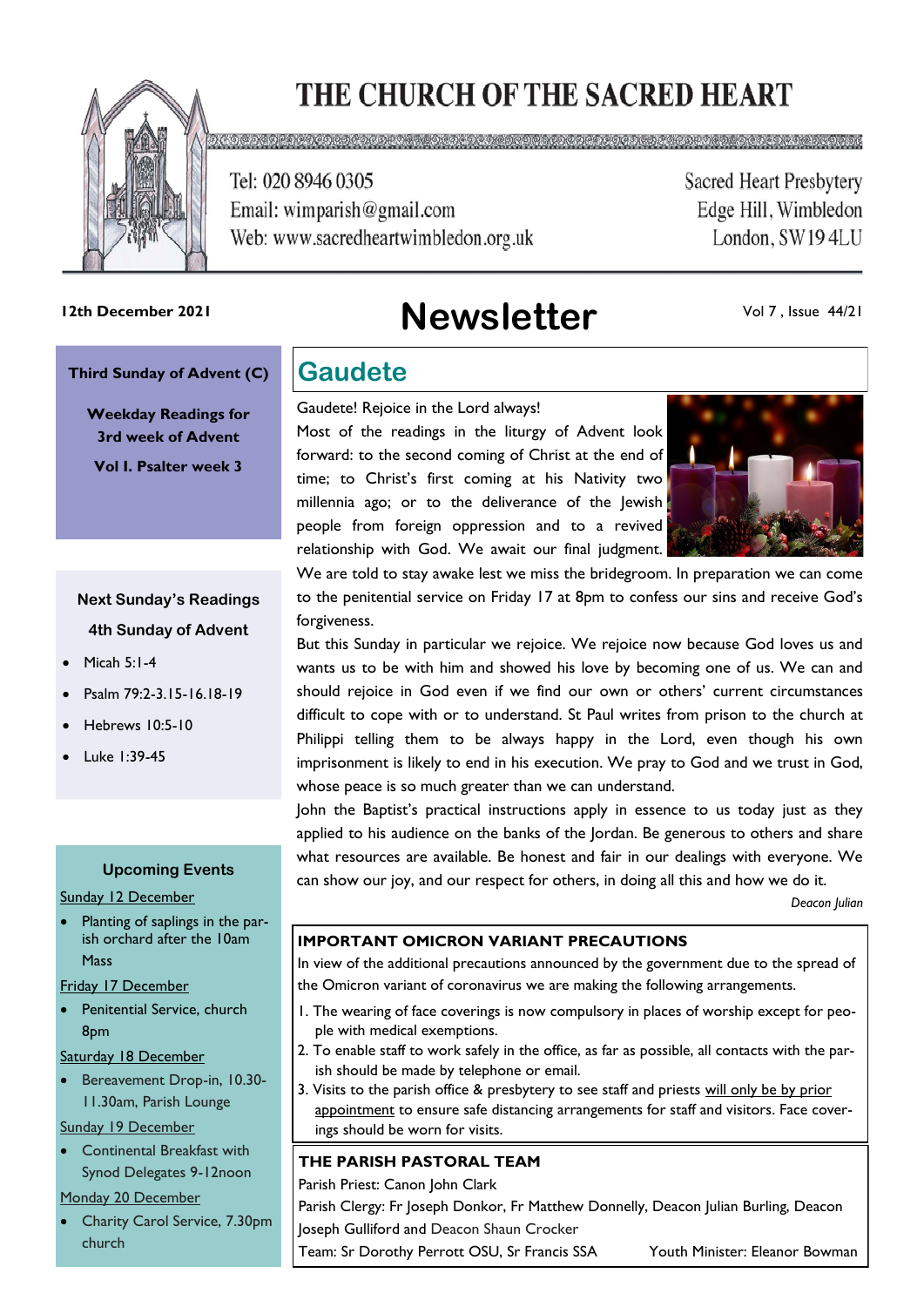# THE CHURCH OF THE SACRED HEART

Tel: 020 8946 0305
Email: wimparish@gmail.com
Web: www.sacredheartwimbledon.org.uk

Sacred Heart Presbytery
Edge Hill, Wimbledon
London, SW19 4LU

**12th December 2021**

# Newsletter

Vol 7 , Issue 44/21

**Third Sunday of Advent (C)**

**Weekday Readings for 3rd week of Advent**

**Vol I. Psalter week 3**

**Next Sunday's Readings**

**4th Sunday of Advent**

- Micah 5:1-4
- Psalm 79:2-3.15-16.18-19
- Hebrews 10:5-10
- Luke 1:39-45

**Upcoming Events**

Sunday 12 December

- Planting of saplings in the parish orchard after the 10am Mass

Friday 17 December

- Penitential Service, church 8pm

Saturday 18 December

- Bereavement Drop-in, 10.30-11.30am, Parish Lounge

Sunday 19 December

- Continental Breakfast with Synod Delegates 9-12noon

Monday 20 December

- Charity Carol Service, 7.30pm church

## Gaudete

Gaudete! Rejoice in the Lord always!

Most of the readings in the liturgy of Advent look forward: to the second coming of Christ at the end of time; to Christ's first coming at his Nativity two millennia ago; or to the deliverance of the Jewish people from foreign oppression and to a revived relationship with God. We await our final judgment. We are told to stay awake lest we miss the bridegroom. In preparation we can come to the penitential service on Friday 17 at 8pm to confess our sins and receive God's forgiveness.

But this Sunday in particular we rejoice. We rejoice now because God loves us and wants us to be with him and showed his love by becoming one of us. We can and should rejoice in God even if we find our own or others' current circumstances difficult to cope with or to understand. St Paul writes from prison to the church at Philippi telling them to be always happy in the Lord, even though his own imprisonment is likely to end in his execution. We pray to God and we trust in God, whose peace is so much greater than we can understand.

John the Baptist's practical instructions apply in essence to us today just as they applied to his audience on the banks of the Jordan. Be generous to others and share what resources are available. Be honest and fair in our dealings with everyone. We can show our joy, and our respect for others, in doing all this and how we do it.

*Deacon Julian*

**IMPORTANT OMICRON VARIANT PRECAUTIONS**

In view of the additional precautions announced by the government due to the spread of the Omicron variant of coronavirus we are making the following arrangements.

1. The wearing of face coverings is now compulsory in places of worship except for people with medical exemptions.
2. To enable staff to work safely in the office, as far as possible, all contacts with the parish should be made by telephone or email.
3. Visits to the parish office & presbytery to see staff and priests will only be by prior appointment to ensure safe distancing arrangements for staff and visitors. Face coverings should be worn for visits.

**THE PARISH PASTORAL TEAM**

Parish Priest: Canon John Clark

Parish Clergy: Fr Joseph Donkor, Fr Matthew Donnelly, Deacon Julian Burling, Deacon Joseph Gulliford and Deacon Shaun Crocker

Team: Sr Dorothy Perrott OSU, Sr Francis SSA     Youth Minister: Eleanor Bowman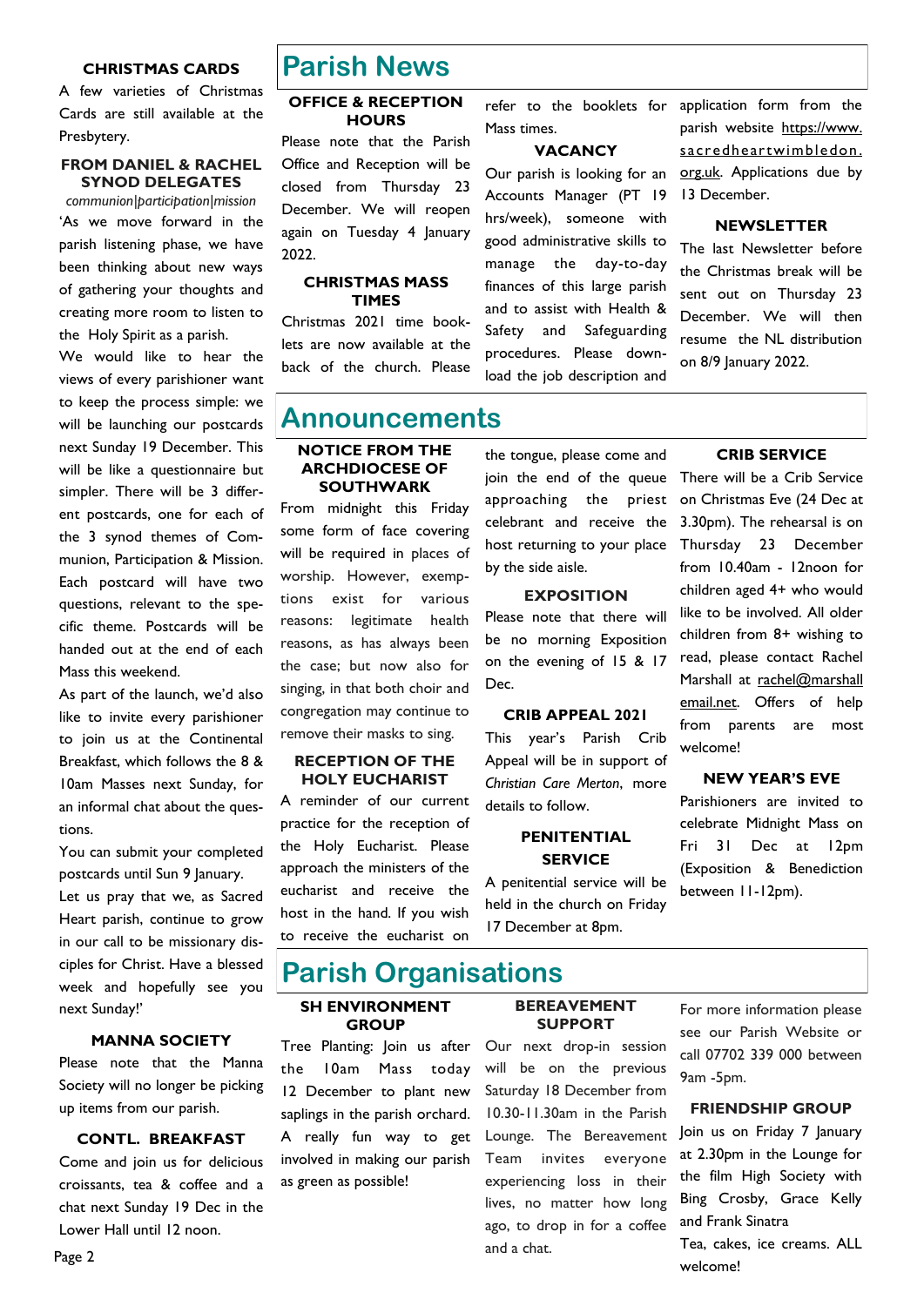### CHRISTMAS CARDS

A few varieties of Christmas Cards are still available at the Presbytery.

### FROM DANIEL & RACHEL SYNOD DELEGATES

*communion|participation|mission*

'As we move forward in the parish listening phase, we have been thinking about new ways of gathering your thoughts and creating more room to listen to the Holy Spirit as a parish.

We would like to hear the views of every parishioner want to keep the process simple: we will be launching our postcards next Sunday 19 December. This will be like a questionnaire but simpler. There will be 3 different postcards, one for each of the 3 synod themes of Communion, Participation & Mission. Each postcard will have two questions, relevant to the specific theme. Postcards will be handed out at the end of each Mass this weekend.

As part of the launch, we'd also like to invite every parishioner to join us at the Continental Breakfast, which follows the 8 & 10am Masses next Sunday, for an informal chat about the questions.

You can submit your completed postcards until Sun 9 January.

Let us pray that we, as Sacred Heart parish, continue to grow in our call to be missionary disciples for Christ. Have a blessed week and hopefully see you next Sunday!'

### MANNA SOCIETY

Please note that the Manna Society will no longer be picking up items from our parish.

### CONTL. BREAKFAST

Come and join us for delicious croissants, tea & coffee and a chat next Sunday 19 Dec in the Lower Hall until 12 noon.

# Parish News

### OFFICE & RECEPTION HOURS

Please note that the Parish Office and Reception will be closed from Thursday 23 December. We will reopen again on Tuesday 4 January 2022.

### CHRISTMAS MASS TIMES

Christmas 2021 time booklets are now available at the back of the church. Please refer to the booklets for Mass times.

### VACANCY

Our parish is looking for an Accounts Manager (PT 19 hrs/week), someone with good administrative skills to manage the day-to-day finances of this large parish and to assist with Health & Safety and Safeguarding procedures. Please download the job description and application form from the parish website https://www.sacredheartwimbledon.org.uk. Applications due by 13 December.

### NEWSLETTER

The last Newsletter before the Christmas break will be sent out on Thursday 23 December. We will then resume the NL distribution on 8/9 January 2022.

# Announcements

### NOTICE FROM THE ARCHDIOCESE OF SOUTHWARK

From midnight this Friday some form of face covering will be required in places of worship. However, exemptions exist for various reasons: legitimate health reasons, as has always been the case; but now also for singing, in that both choir and congregation may continue to remove their masks to sing.

### RECEPTION OF THE HOLY EUCHARIST

A reminder of our current practice for the reception of the Holy Eucharist. Please approach the ministers of the eucharist and receive the host in the hand. If you wish to receive the eucharist on the tongue, please come and join the end of the queue approaching the priest celebrant and receive the host returning to your place by the side aisle.

### EXPOSITION

Please note that there will be no morning Exposition on the evening of 15 & 17 Dec.

### CRIB APPEAL 2021

This year's Parish Crib Appeal will be in support of *Christian Care Merton*, more details to follow.

### PENITENTIAL SERVICE

A penitential service will be held in the church on Friday 17 December at 8pm.

### CRIB SERVICE

There will be a Crib Service on Christmas Eve (24 Dec at 3.30pm). The rehearsal is on Thursday 23 December from 10.40am - 12noon for children aged 4+ who would like to be involved. All older children from 8+ wishing to read, please contact Rachel Marshall at rachel@marshallemail.net. Offers of help from parents are most welcome!

### NEW YEAR'S EVE

Parishioners are invited to celebrate Midnight Mass on Fri 31 Dec at 12pm (Exposition & Benediction between 11-12pm).

# Parish Organisations

### SH ENVIRONMENT GROUP

Tree Planting: Join us after the 10am Mass today 12 December to plant new saplings in the parish orchard. A really fun way to get involved in making our parish as green as possible!

### BEREAVEMENT SUPPORT

Our next drop-in session will be on the previous Saturday 18 December from 10.30-11.30am in the Parish Lounge. The Bereavement Team invites everyone experiencing loss in their lives, no matter how long ago, to drop in for a coffee and a chat.

For more information please see our Parish Website or call 07702 339 000 between 9am -5pm.

### FRIENDSHIP GROUP

Join us on Friday 7 January at 2.30pm in the Lounge for the film High Society with Bing Crosby, Grace Kelly and Frank Sinatra

Tea, cakes, ice creams. ALL welcome!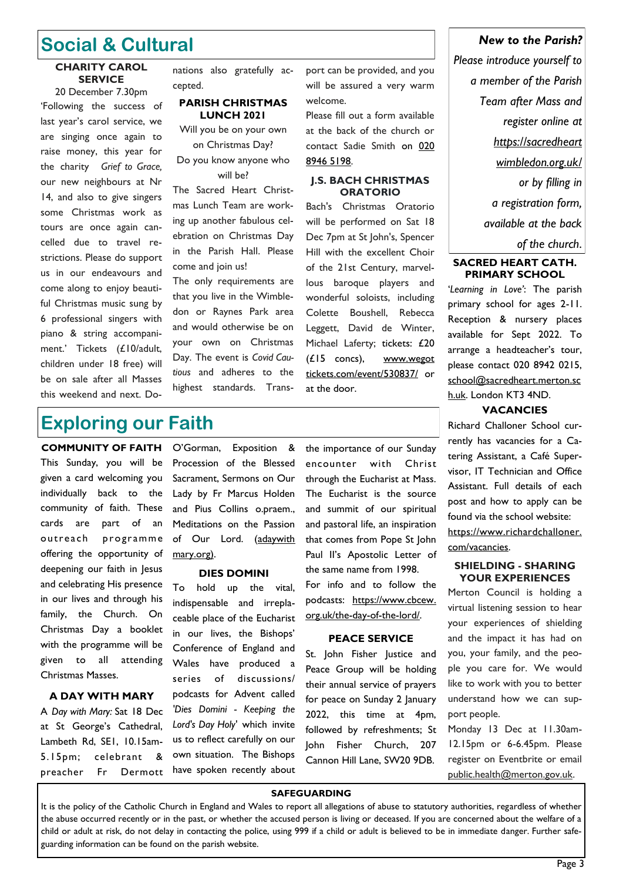# Social & Cultural

### CHARITY CAROL SERVICE

20 December 7.30pm

'Following the success of last year's carol service, we are singing once again to raise money, this year for the charity *Grief to Grace,* our new neighbours at Nr 14, and also to give singers some Christmas work as tours are once again cancelled due to travel restrictions. Please do support us in our endeavours and come along to enjoy beautiful Christmas music sung by 6 professional singers with piano & string accompaniment.' Tickets (£10/adult, children under 18 free) will be on sale after all Masses this weekend and next. Donations also gratefully accepted.

### PARISH CHRISTMAS LUNCH 2021

Will you be on your own on Christmas Day?

Do you know anyone who will be?

The Sacred Heart Christmas Lunch Team are working up another fabulous celebration on Christmas Day in the Parish Hall. Please come and join us!

The only requirements are that you live in the Wimbledon or Raynes Park area and would otherwise be on your own on Christmas Day. The event is *Covid Cautious* and adheres to the highest standards. Transport can be provided, and you will be assured a very warm welcome.

Please fill out a form available at the back of the church or contact Sadie Smith on 020 8946 5198.

### J.S. BACH CHRISTMAS ORATORIO

Bach's Christmas Oratorio will be performed on Sat 18 Dec 7pm at St John's, Spencer Hill with the excellent Choir of the 21st Century, marvellous baroque players and wonderful soloists, including Colette Boushell, Rebecca Leggett, David de Winter, Michael Laferty; tickets: £20 (£15 concs), www.wegottickets.com/event/530837/ or at the door.

*New to the Parish?*

*Please introduce yourself to a member of the Parish Team after Mass and register online at https://sacredheartwimbledon.org.uk/ or by filling in a registration form, available at the back of the church.*

### SACRED HEART CATH. PRIMARY SCHOOL

*'Learning in Love'*: The parish primary school for ages 2-11. Reception & nursery places available for Sept 2022. To arrange a headteacher's tour, please contact 020 8942 0215, school@sacredheart.merton.sch.uk. London KT3 4ND.

### VACANCIES

Richard Challoner School currently has vacancies for a Catering Assistant, a Café Supervisor, IT Technician and Office Assistant. Full details of each post and how to apply can be found via the school website: https://www.richardchalloner.com/vacancies.

### SHIELDING - SHARING YOUR EXPERIENCES

Merton Council is holding a virtual listening session to hear your experiences of shielding and the impact it has had on you, your family, and the people you care for. We would like to work with you to better understand how we can support people.

Monday 13 Dec at 11.30am-12.15pm or 6-6.45pm. Please register on Eventbrite or email public.health@merton.gov.uk.

# Exploring our Faith

### COMMUNITY OF FAITH

This Sunday, you will be given a card welcoming you individually back to the community of faith. These cards are part of an outreach programme offering the opportunity of deepening our faith in Jesus and celebrating His presence in our lives and through his family, the Church. On Christmas Day a booklet with the programme will be given to all attending Christmas Masses.

### A DAY WITH MARY

A *Day with Mary:* Sat 18 Dec at St George's Cathedral, Lambeth Rd, SE1, 10.15am-5.15pm; celebrant & preacher Fr Dermott O'Gorman, Exposition & Procession of the Blessed Sacrament, Sermons on Our Lady by Fr Marcus Holden and Pius Collins o.praem., Meditations on the Passion of Our Lord. (adaywithmary.org).

### DIES DOMINI

To hold up the vital, indispensable and irreplaceable place of the Eucharist in our lives, the Bishops' Conference of England and Wales have produced a series of discussions/podcasts for Advent called *'Dies Domini - Keeping the Lord's Day Holy'* which invite us to reflect carefully on our own situation. The Bishops have spoken recently about the importance of our Sunday encounter with Christ through the Eucharist at Mass. The Eucharist is the source and summit of our spiritual and pastoral life, an inspiration that comes from Pope St John Paul II's Apostolic Letter of the same name from 1998.

For info and to follow the podcasts: https://www.cbcew.org.uk/the-day-of-the-lord/.

### PEACE SERVICE

St. John Fisher Justice and Peace Group will be holding their annual service of prayers for peace on Sunday 2 January 2022, this time at 4pm, followed by refreshments; St John Fisher Church, 207 Cannon Hill Lane, SW20 9DB.

### SAFEGUARDING

It is the policy of the Catholic Church in England and Wales to report all allegations of abuse to statutory authorities, regardless of whether the abuse occurred recently or in the past, or whether the accused person is living or deceased. If you are concerned about the welfare of a child or adult at risk, do not delay in contacting the police, using 999 if a child or adult is believed to be in immediate danger. Further safeguarding information can be found on the parish website.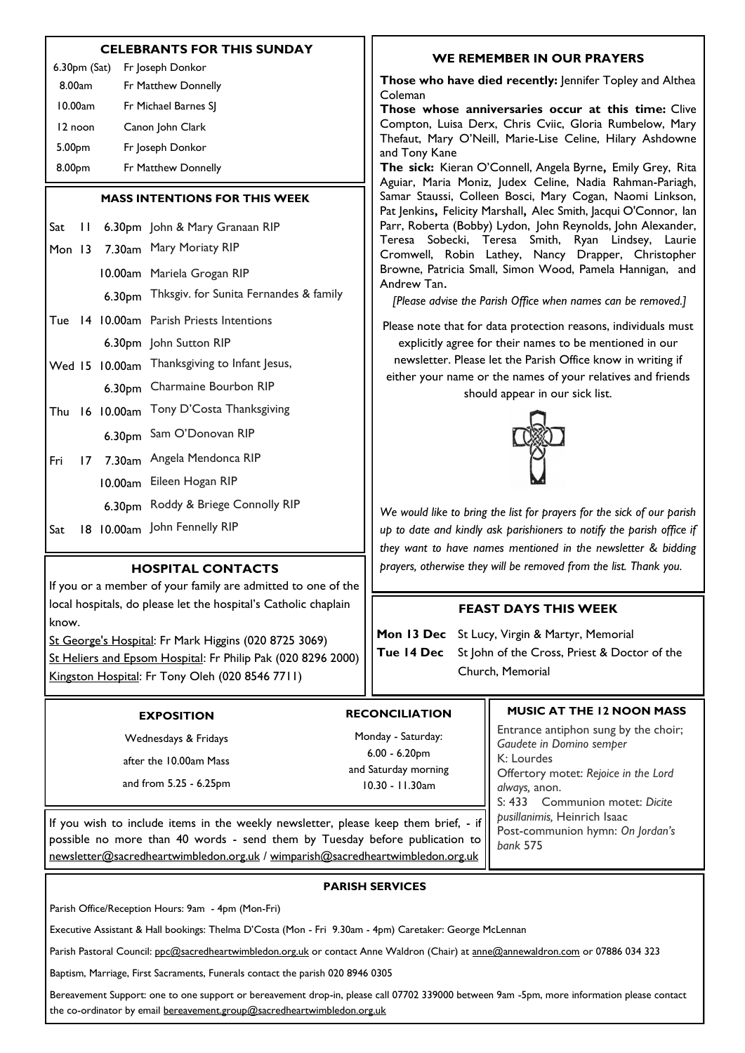## CELEBRANTS FOR THIS SUNDAY

| | |
|---|---|
| 6.30pm (Sat) | Fr Joseph Donkor |
| 8.00am | Fr Matthew Donnelly |
| 10.00am | Fr Michael Barnes SJ |
| 12 noon | Canon John Clark |
| 5.00pm | Fr Joseph Donkor |
| 8.00pm | Fr Matthew Donnelly |

## MASS INTENTIONS FOR THIS WEEK

| | | |
|---|---|---|
| Sat 11 | 6.30pm | John & Mary Granaan RIP |
| Mon 13 | 7.30am | Mary Moriaty RIP |
| | 10.00am | Mariela Grogan RIP |
| | 6.30pm | Thksgiv. for Sunita Fernandes & family |
| Tue 14 | 10.00am | Parish Priests Intentions |
| | 6.30pm | John Sutton RIP |
| Wed 15 | 10.00am | Thanksgiving to Infant Jesus, |
| | 6.30pm | Charmaine Bourbon RIP |
| Thu 16 | 10.00am | Tony D'Costa Thanksgiving |
| | 6.30pm | Sam O'Donovan RIP |
| Fri 17 | 7.30am | Angela Mendonca RIP |
| | 10.00am | Eileen Hogan RIP |
| | 6.30pm | Roddy & Briege Connolly RIP |
| Sat 18 | 10.00am | John Fennelly RIP |

## HOSPITAL CONTACTS

If you or a member of your family are admitted to one of the local hospitals, do please let the hospital's Catholic chaplain know.

St George's Hospital: Fr Mark Higgins (020 8725 3069)
St Heliers and Epsom Hospital: Fr Philip Pak (020 8296 2000)
Kingston Hospital: Fr Tony Oleh (020 8546 7711)

## WE REMEMBER IN OUR PRAYERS

**Those who have died recently:** Jennifer Topley and Althea Coleman

**Those whose anniversaries occur at this time:** Clive Compton, Luisa Derx, Chris Cviic, Gloria Rumbelow, Mary Thefaut, Mary O'Neill, Marie-Lise Celine, Hilary Ashdowne and Tony Kane

**The sick:** Kieran O'Connell, Angela Byrne**,** Emily Grey, Rita Aguiar, Maria Moniz, Judex Celine, Nadia Rahman-Pariagh, Samar Staussi, Colleen Bosci, Mary Cogan, Naomi Linkson, Pat Jenkins**,** Felicity Marshall**,** Alec Smith, Jacqui O'Connor, Ian Parr, Roberta (Bobby) Lydon, John Reynolds, John Alexander, Teresa Sobecki, Teresa Smith, Ryan Lindsey, Laurie Cromwell, Robin Lathey, Nancy Drapper, Christopher Browne, Patricia Small, Simon Wood, Pamela Hannigan, and Andrew Tan**.**

*[Please advise the Parish Office when names can be removed.]*

Please note that for data protection reasons, individuals must explicitly agree for their names to be mentioned in our newsletter. Please let the Parish Office know in writing if either your name or the names of your relatives and friends should appear in our sick list.

*We would like to bring the list for prayers for the sick of our parish up to date and kindly ask parishioners to notify the parish office if they want to have names mentioned in the newsletter & bidding prayers, otherwise they will be removed from the list. Thank you.*

## FEAST DAYS THIS WEEK

**Mon 13 Dec** St Lucy, Virgin & Martyr, Memorial
**Tue 14 Dec** St John of the Cross, Priest & Doctor of the Church, Memorial

## EXPOSITION

Wednesdays & Fridays
after the 10.00am Mass
and from 5.25 - 6.25pm

## RECONCILIATION

Monday - Saturday:
6.00 - 6.20pm
and Saturday morning
10.30 - 11.30am

If you wish to include items in the weekly newsletter, please keep them brief, - if possible no more than 40 words - send them by Tuesday before publication to newsletter@sacredheartwimbledon.org.uk / wimparish@sacredheartwimbledon.org.uk

## MUSIC AT THE 12 NOON MASS

Entrance antiphon sung by the choir; *Gaudete in Domino semper*
K: Lourdes
Offertory motet: *Rejoice in the Lord always,* anon.
S: 433 Communion motet: *Dicite pusillanimis,* Heinrich Isaac
Post-communion hymn: *On Jordan's bank* 575

## PARISH SERVICES

Parish Office/Reception Hours: 9am - 4pm (Mon-Fri)

Executive Assistant & Hall bookings: Thelma D'Costa (Mon - Fri 9.30am - 4pm) Caretaker: George McLennan

Parish Pastoral Council: ppc@sacredheartwimbledon.org.uk or contact Anne Waldron (Chair) at anne@annewaldron.com or 07886 034 323

Baptism, Marriage, First Sacraments, Funerals contact the parish 020 8946 0305

Bereavement Support: one to one support or bereavement drop-in, please call 07702 339000 between 9am -5pm, more information please contact the co-ordinator by email bereavement.group@sacredheartwimbledon.org.uk